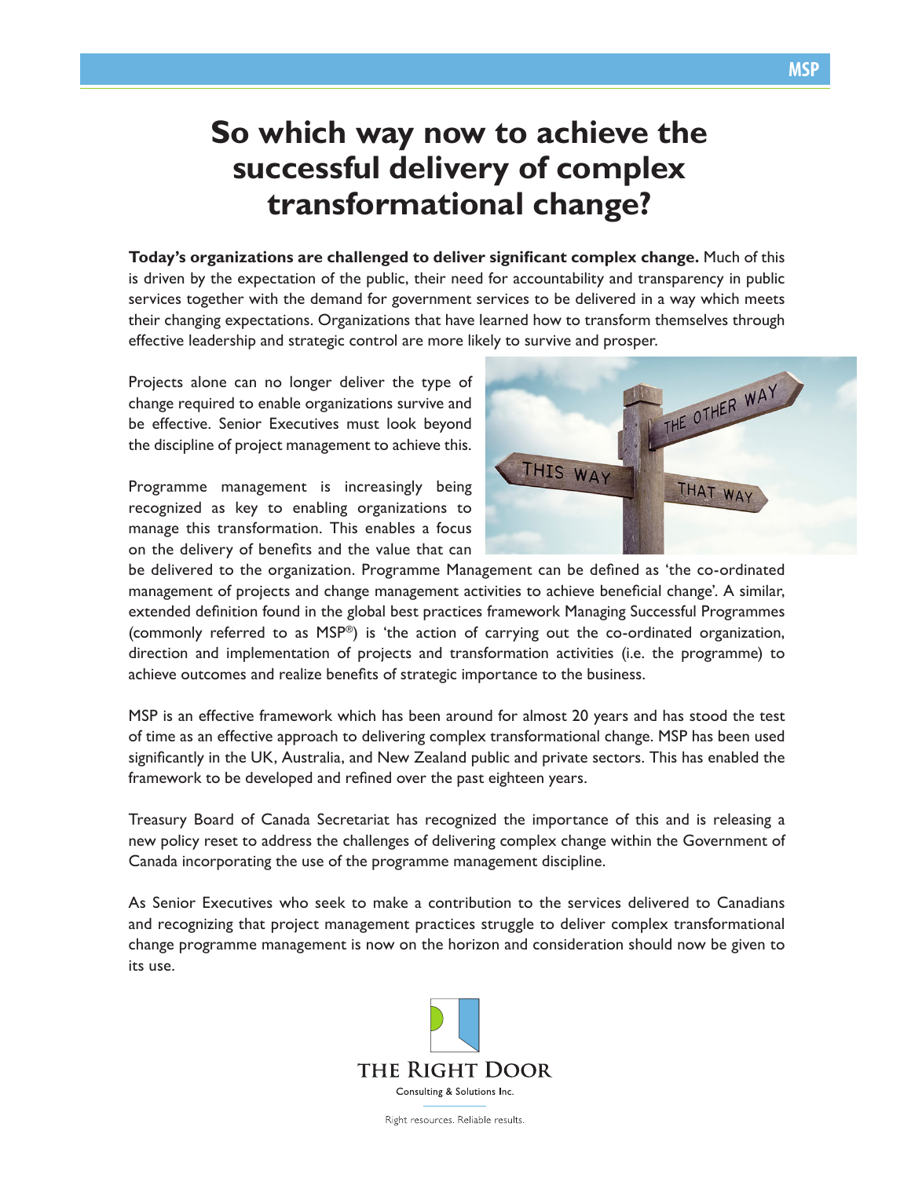# So which way now to achieve the successful delivery of complex transformational change?

**Today's organizations are challenged to deliver significant complex change.** Much of this is driven by the expectation of the public, their need for accountability and transparency in public services together with the demand for government services to be delivered in a way which meets their changing expectations. Organizations that have learned how to transform themselves through effective leadership and strategic control are more likely to survive and prosper.

Projects alone can no longer deliver the type of change required to enable organizations survive and be effective. Senior Executives must look beyond the discipline of project management to achieve this.

Programme management is increasingly being recognized as key to enabling organizations to manage this transformation. This enables a focus on the delivery of benefits and the value that can be delivered to the organization. Programme Management can be defined as 'the co-ordinated management of projects and change management activities to achieve beneficial change'. A similar, extended definition found in the global best practices framework Managing Successful Programmes (commonly referred to as MSP®) is 'the action of carrying out the co-ordinated organization, direction and implementation of projects and transformation activities (i.e. the programme) to achieve outcomes and realize benefits of strategic importance to the business.

MSP is an effective framework which has been around for almost 20 years and has stood the test of time as an effective approach to delivering complex transformational change. MSP has been used significantly in the UK, Australia, and New Zealand public and private sectors. This has enabled the framework to be developed and refined over the past eighteen years.

Treasury Board of Canada Secretariat has recognized the importance of this and is releasing a new policy reset to address the challenges of delivering complex change within the Government of Canada incorporating the use of the programme management discipline.

As Senior Executives who seek to make a contribution to the services delivered to Canadians and recognizing that project management practices struggle to deliver complex transformational change programme management is now on the horizon and consideration should now be given to its use.

THE RIGHT DOOR

Consulting & Solutions Inc.

Right resources. Reliable results.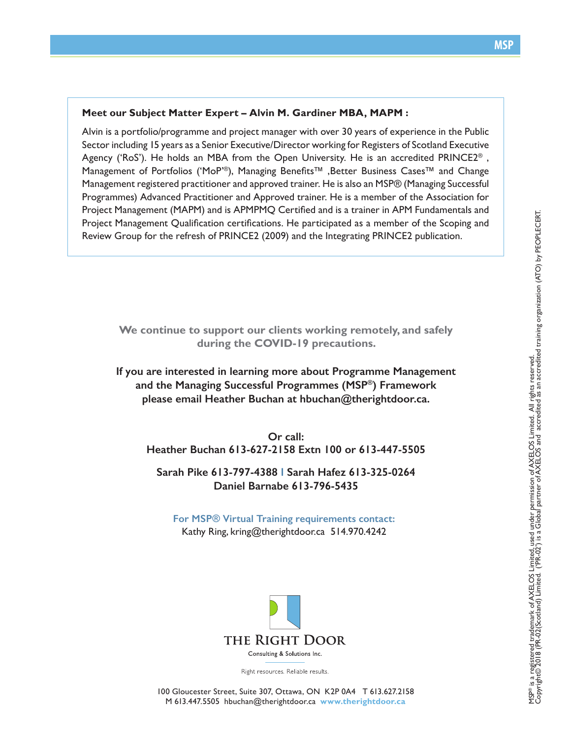**Meet our Subject Matter Expert – Alvin M. Gardiner MBA, MAPM :**

Alvin is a portfolio/programme and project manager with over 30 years of experience in the Public Sector including 15 years as a Senior Executive/Director working for Registers of Scotland Executive Agency ('RoS'). He holds an MBA from the Open University. He is an accredited PRINCE2® , Management of Portfolios ('MoP'®), Managing Benefits™ ,Better Business Cases™ and Change Management registered practitioner and approved trainer. He is also an MSP® (Managing Successful Programmes) Advanced Practitioner and Approved trainer. He is a member of the Association for Project Management (MAPM) and is APMPMQ Certified and is a trainer in APM Fundamentals and Project Management Qualification certifications. He participated as a member of the Scoping and Review Group for the refresh of PRINCE2 (2009) and the Integrating PRINCE2 publication.

**We continue to support our clients working remotely, and safely during the COVID-19 precautions.**

**If you are interested in learning more about Programme Management and the Managing Successful Programmes (MSP®) Framework please email Heather Buchan at hbuchan@therightdoor.ca.**

**Or call:**
**Heather Buchan 613-627-2158 Extn 100 or 613-447-5505**

**Sarah Pike 613-797-4388 | Sarah Hafez 613-325-0264**
**Daniel Barnabe 613-796-5435**

**For MSP® Virtual Training requirements contact:**
Kathy Ring, kring@therightdoor.ca 514.970.4242

THE RIGHT DOOR
Consulting & Solutions Inc.

Right resources. Reliable results.

100 Gloucester Street, Suite 307, Ottawa, ON K2P 0A4 T 613.627.2158
M 613.447.5505 hbuchan@therightdoor.ca **www.therightdoor.ca**

MSP® is a registered trademark of AXELOS Limited, used under permission of AXELOS Limited. All rights reserved.
Copyright© 2018 (PR-02(Scotland) Limited. (PR-02') is a Global partner of AXELOS and accredited as an accredited training organization (ATO) by PEOPLECERT.